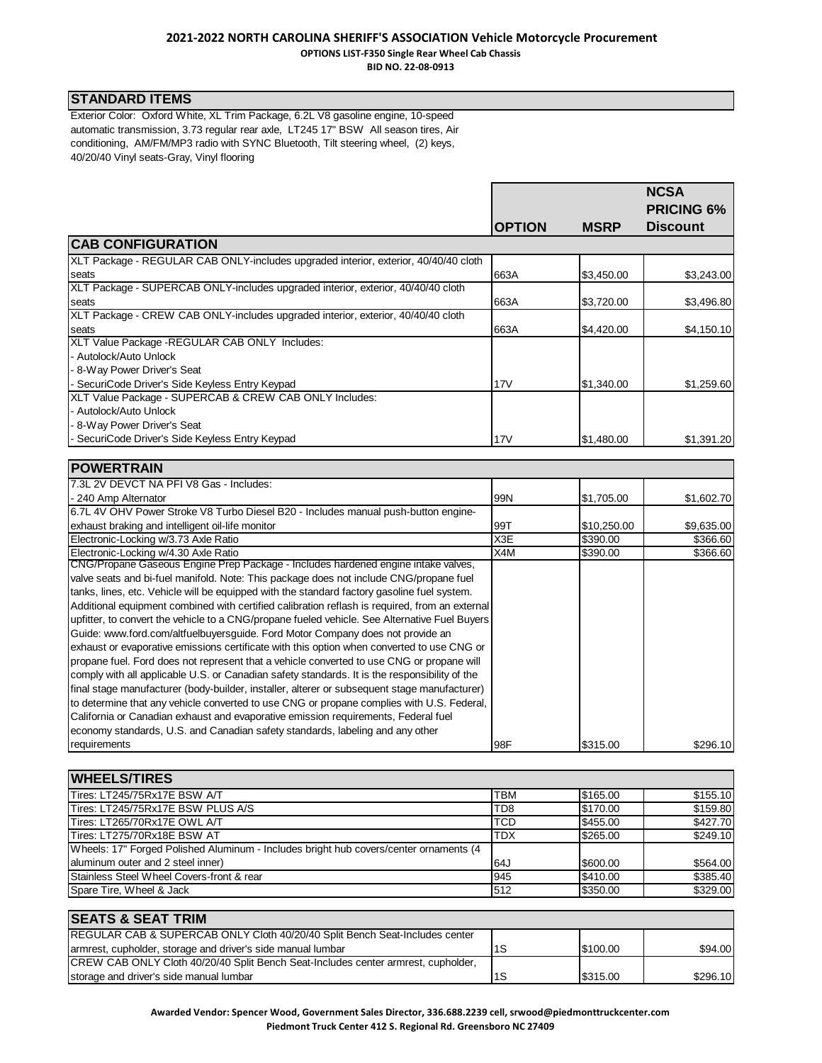## 2021-2022 NORTH CAROLINA SHERIFF'S ASSOCIATION Vehicle Motorcycle Procurement

**OPTIONS LIST-F350 Single Rear Wheel Cab Chassis**

**BID NO. 22-08-0913**

### STANDARD ITEMS

Exterior Color: Oxford White, XL Trim Package, 6.2L V8 gasoline engine, 10-speed automatic transmission, 3.73 regular rear axle, LT245 17" BSW All season tires, Air conditioning, AM/FM/MP3 radio with SYNC Bluetooth, Tilt steering wheel, (2) keys, 40/20/40 Vinyl seats-Gray, Vinyl flooring

| | OPTION | MSRP | NCSA PRICING 6% Discount |
|---|---|---|---|
| **CAB CONFIGURATION** | | | |
| XLT Package - REGULAR CAB ONLY-includes upgraded interior, exterior, 40/40/40 cloth seats | 663A | $3,450.00 | $3,243.00 |
| XLT Package - SUPERCAB ONLY-includes upgraded interior, exterior, 40/40/40 cloth seats | 663A | $3,720.00 | $3,496.80 |
| XLT Package - CREW CAB ONLY-includes upgraded interior, exterior, 40/40/40 cloth seats | 663A | $4,420.00 | $4,150.10 |
| XLT Value Package -REGULAR CAB ONLY Includes:<br>- Autolock/Auto Unlock<br>- 8-Way Power Driver's Seat<br>- SecuriCode Driver's Side Keyless Entry Keypad | 17V | $1,340.00 | $1,259.60 |
| XLT Value Package - SUPERCAB & CREW CAB ONLY Includes:<br>- Autolock/Auto Unlock<br>- 8-Way Power Driver's Seat<br>- SecuriCode Driver's Side Keyless Entry Keypad | 17V | $1,480.00 | $1,391.20 |
| **POWERTRAIN** | | | |
| 7.3L 2V DEVCT NA PFI V8 Gas - Includes:<br>- 240 Amp Alternator | 99N | $1,705.00 | $1,602.70 |
| 6.7L 4V OHV Power Stroke V8 Turbo Diesel B20 - Includes manual push-button engine-exhaust braking and intelligent oil-life monitor | 99T | $10,250.00 | $9,635.00 |
| Electronic-Locking w/3.73 Axle Ratio | X3E | $390.00 | $366.60 |
| Electronic-Locking w/4.30 Axle Ratio | X4M | $390.00 | $366.60 |
| CNG/Propane Gaseous Engine Prep Package - Includes hardened engine intake valves, valve seats and bi-fuel manifold. Note: This package does not include CNG/propane fuel tanks, lines, etc. Vehicle will be equipped with the standard factory gasoline fuel system. Additional equipment combined with certified calibration reflash is required, from an external upfitter, to convert the vehicle to a CNG/propane fueled vehicle. See Alternative Fuel Buyers Guide: www.ford.com/altfuelbuyersguide. Ford Motor Company does not provide an exhaust or evaporative emissions certificate with this option when converted to use CNG or propane fuel. Ford does not represent that a vehicle converted to use CNG or propane will comply with all applicable U.S. or Canadian safety standards. It is the responsibility of the final stage manufacturer (body-builder, installer, alterer or subsequent stage manufacturer) to determine that any vehicle converted to use CNG or propane complies with U.S. Federal, California or Canadian exhaust and evaporative emission requirements, Federal fuel economy standards, U.S. and Canadian safety standards, labeling and any other requirements | 98F | $315.00 | $296.10 |
| **WHEELS/TIRES** | | | |
| Tires: LT245/75Rx17E BSW A/T | TBM | $165.00 | $155.10 |
| Tires: LT245/75Rx17E BSW PLUS A/S | TD8 | $170.00 | $159.80 |
| Tires: LT265/70Rx17E OWL A/T | TCD | $455.00 | $427.70 |
| Tires: LT275/70Rx18E BSW AT | TDX | $265.00 | $249.10 |
| Wheels: 17" Forged Polished Aluminum - Includes bright hub covers/center ornaments (4 aluminum outer and 2 steel inner) | 64J | $600.00 | $564.00 |
| Stainless Steel Wheel Covers-front & rear | 945 | $410.00 | $385.40 |
| Spare Tire, Wheel & Jack | 512 | $350.00 | $329.00 |
| **SEATS & SEAT TRIM** | | | |
| REGULAR CAB & SUPERCAB ONLY Cloth 40/20/40 Split Bench Seat-Includes center armrest, cupholder, storage and driver's side manual lumbar | 1S | $100.00 | $94.00 |
| CREW CAB ONLY Cloth 40/20/40 Split Bench Seat-Includes center armrest, cupholder, storage and driver's side manual lumbar | 1S | $315.00 | $296.10 |

**Awarded Vendor: Spencer Wood, Government Sales Director, 336.688.2239 cell, srwood@piedmonttruckcenter.com**
**Piedmont Truck Center 412 S. Regional Rd. Greensboro NC 27409**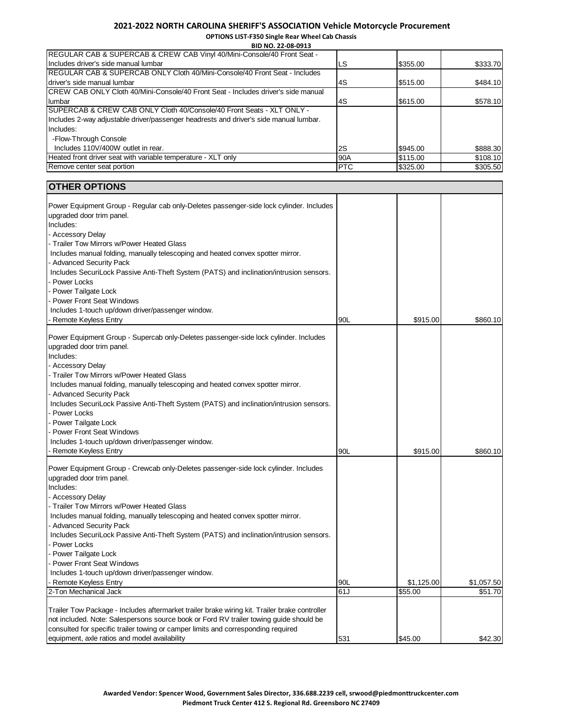## 2021-2022 NORTH CAROLINA SHERIFF'S ASSOCIATION Vehicle Motorcycle Procurement

**OPTIONS LIST-F350 Single Rear Wheel Cab Chassis**

**BID NO. 22-08-0913**

| | | | |
|---|---|---|---|
| REGULAR CAB & SUPERCAB & CREW CAB Vinyl 40/Mini-Console/40 Front Seat - Includes driver's side manual lumbar | LS | $355.00 | $333.70 |
| REGULAR CAB & SUPERCAB ONLY Cloth 40/Mini-Console/40 Front Seat - Includes driver's side manual lumbar | 4S | $515.00 | $484.10 |
| CREW CAB ONLY Cloth 40/Mini-Console/40 Front Seat - Includes driver's side manual lumbar | 4S | $615.00 | $578.10 |
| SUPERCAB & CREW CAB ONLY Cloth 40/Console/40 Front Seats - XLT ONLY - Includes 2-way adjustable driver/passenger headrests and driver's side manual lumbar. Includes: -Flow-Through Console Includes 110V/400W outlet in rear. | 2S | $945.00 | $888.30 |
| Heated front driver seat with variable temperature - XLT only | 90A | $115.00 | $108.10 |
| Remove center seat portion | PTC | $325.00 | $305.50 |

| **OTHER OPTIONS** | | | |
|---|---|---|---|
| Power Equipment Group - Regular cab only-Deletes passenger-side lock cylinder. Includes upgraded door trim panel. Includes: - Accessory Delay - Trailer Tow Mirrors w/Power Heated Glass Includes manual folding, manually telescoping and heated convex spotter mirror. - Advanced Security Pack Includes SecuriLock Passive Anti-Theft System (PATS) and inclination/intrusion sensors. - Power Locks - Power Tailgate Lock - Power Front Seat Windows Includes 1-touch up/down driver/passenger window. - Remote Keyless Entry | 90L | $915.00 | $860.10 |
| Power Equipment Group - Supercab only-Deletes passenger-side lock cylinder. Includes upgraded door trim panel. Includes: - Accessory Delay - Trailer Tow Mirrors w/Power Heated Glass Includes manual folding, manually telescoping and heated convex spotter mirror. - Advanced Security Pack Includes SecuriLock Passive Anti-Theft System (PATS) and inclination/intrusion sensors. - Power Locks - Power Tailgate Lock - Power Front Seat Windows Includes 1-touch up/down driver/passenger window. - Remote Keyless Entry | 90L | $915.00 | $860.10 |
| Power Equipment Group - Crewcab only-Deletes passenger-side lock cylinder. Includes upgraded door trim panel. Includes: - Accessory Delay - Trailer Tow Mirrors w/Power Heated Glass Includes manual folding, manually telescoping and heated convex spotter mirror. - Advanced Security Pack Includes SecuriLock Passive Anti-Theft System (PATS) and inclination/intrusion sensors. - Power Locks - Power Tailgate Lock - Power Front Seat Windows Includes 1-touch up/down driver/passenger window. - Remote Keyless Entry | 90L | $1,125.00 | $1,057.50 |
| 2-Ton Mechanical Jack | 61J | $55.00 | $51.70 |
| Trailer Tow Package - Includes aftermarket trailer brake wiring kit. Trailer brake controller not included. Note: Salespersons source book or Ford RV trailer towing guide should be consulted for specific trailer towing or camper limits and corresponding required equipment, axle ratios and model availability | 531 | $45.00 | $42.30 |

**Awarded Vendor: Spencer Wood, Government Sales Director, 336.688.2239 cell, srwood@piedmonttruckcenter.com**
**Piedmont Truck Center 412 S. Regional Rd. Greensboro NC 27409**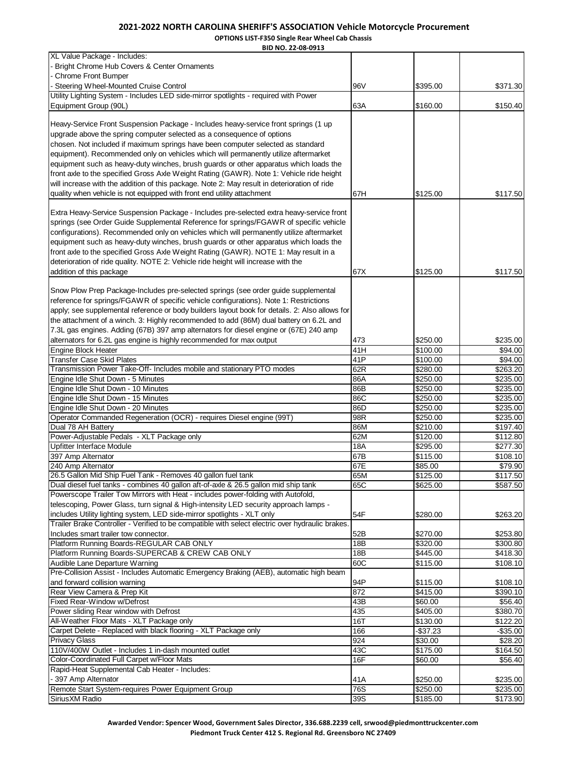# 2021-2022 NORTH CAROLINA SHERIFF'S ASSOCIATION Vehicle Motorcycle Procurement

**OPTIONS LIST-F350 Single Rear Wheel Cab Chassis**

**BID NO. 22-08-0913**

| Description | Code | MSRP | Price |
|---|---|---|---|
| XL Value Package - Includes:<br>- Bright Chrome Hub Covers & Center Ornaments<br>- Chrome Front Bumper<br>- Steering Wheel-Mounted Cruise Control | 96V | $395.00 | $371.30 |
| Utility Lighting System - Includes LED side-mirror spotlights - required with Power Equipment Group (90L) | 63A | $160.00 | $150.40 |
| Heavy-Service Front Suspension Package - Includes heavy-service front springs (1 up upgrade above the spring computer selected as a consequence of options chosen. Not included if maximum springs have been computer selected as standard equipment). Recommended only on vehicles which will permanently utilize aftermarket equipment such as heavy-duty winches, brush guards or other apparatus which loads the front axle to the specified Gross Axle Weight Rating (GAWR). Note 1: Vehicle ride height will increase with the addition of this package. Note 2: May result in deterioration of ride quality when vehicle is not equipped with front end utility attachment | 67H | $125.00 | $117.50 |
| Extra Heavy-Service Suspension Package - Includes pre-selected extra heavy-service front springs (see Order Guide Supplemental Reference for springs/FGAWR of specific vehicle configurations). Recommended only on vehicles which will permanently utilize aftermarket equipment such as heavy-duty winches, brush guards or other apparatus which loads the front axle to the specified Gross Axle Weight Rating (GAWR). NOTE 1: May result in a deterioration of ride quality. NOTE 2: Vehicle ride height will increase with the addition of this package | 67X | $125.00 | $117.50 |
| Snow Plow Prep Package-Includes pre-selected springs (see order guide supplemental reference for springs/FGAWR of specific vehicle configurations). Note 1: Restrictions apply; see supplemental reference or body builders layout book for details. 2: Also allows for the attachment of a winch. 3: Highly recommended to add (86M) dual battery on 6.2L and 7.3L gas engines. Adding (67B) 397 amp alternators for diesel engine or (67E) 240 amp alternators for 6.2L gas engine is highly recommended for max output | 473 | $250.00 | $235.00 |
| Engine Block Heater | 41H | $100.00 | $94.00 |
| Transfer Case Skid Plates | 41P | $100.00 | $94.00 |
| Transmission Power Take-Off- Includes mobile and stationary PTO modes | 62R | $280.00 | $263.20 |
| Engine Idle Shut Down - 5 Minutes | 86A | $250.00 | $235.00 |
| Engine Idle Shut Down - 10 Minutes | 86B | $250.00 | $235.00 |
| Engine Idle Shut Down - 15 Minutes | 86C | $250.00 | $235.00 |
| Engine Idle Shut Down - 20 Minutes | 86D | $250.00 | $235.00 |
| Operator Commanded Regeneration (OCR) - requires Diesel engine (99T) | 98R | $250.00 | $235.00 |
| Dual 78 AH Battery | 86M | $210.00 | $197.40 |
| Power-Adjustable Pedals - XLT Package only | 62M | $120.00 | $112.80 |
| Upfitter Interface Module | 18A | $295.00 | $277.30 |
| 397 Amp Alternator | 67B | $115.00 | $108.10 |
| 240 Amp Alternator | 67E | $85.00 | $79.90 |
| 26.5 Gallon Mid Ship Fuel Tank - Removes 40 gallon fuel tank | 65M | $125.00 | $117.50 |
| Dual diesel fuel tanks - combines 40 gallon aft-of-axle & 26.5 gallon mid ship tank | 65C | $625.00 | $587.50 |
| Powerscope Trailer Tow Mirrors with Heat - includes power-folding with Autofold, telescoping, Power Glass, turn signal & High-intensity LED security approach lamps - includes Utility lighting system, LED side-mirror spotlights - XLT only | 54F | $280.00 | $263.20 |
| Trailer Brake Controller - Verified to be compatible with select electric over hydraulic brakes. Includes smart trailer tow connector. | 52B | $270.00 | $253.80 |
| Platform Running Boards-REGULAR CAB ONLY | 18B | $320.00 | $300.80 |
| Platform Running Boards-SUPERCAB & CREW CAB ONLY | 18B | $445.00 | $418.30 |
| Audible Lane Departure Warning | 60C | $115.00 | $108.10 |
| Pre-Collision Assist - Includes Automatic Emergency Braking (AEB), automatic high beam and forward collision warning | 94P | $115.00 | $108.10 |
| Rear View Camera & Prep Kit | 872 | $415.00 | $390.10 |
| Fixed Rear-Window w/Defrost | 43B | $60.00 | $56.40 |
| Power sliding Rear window with Defrost | 435 | $405.00 | $380.70 |
| All-Weather Floor Mats - XLT Package only | 16T | $130.00 | $122.20 |
| Carpet Delete - Replaced with black flooring - XLT Package only | 166 | -$37.23 | -$35.00 |
| Privacy Glass | 924 | $30.00 | $28.20 |
| 110V/400W Outlet - Includes 1 in-dash mounted outlet | 43C | $175.00 | $164.50 |
| Color-Coordinated Full Carpet w/Floor Mats | 16F | $60.00 | $56.40 |
| Rapid-Heat Supplemental Cab Heater - Includes:<br>- 397 Amp Alternator | 41A | $250.00 | $235.00 |
| Remote Start System-requires Power Equipment Group | 76S | $250.00 | $235.00 |
| SiriusXM Radio | 39S | $185.00 | $173.90 |

**Awarded Vendor: Spencer Wood, Government Sales Director, 336.688.2239 cell, srwood@piedmonttruckcenter.com**
**Piedmont Truck Center 412 S. Regional Rd. Greensboro NC 27409**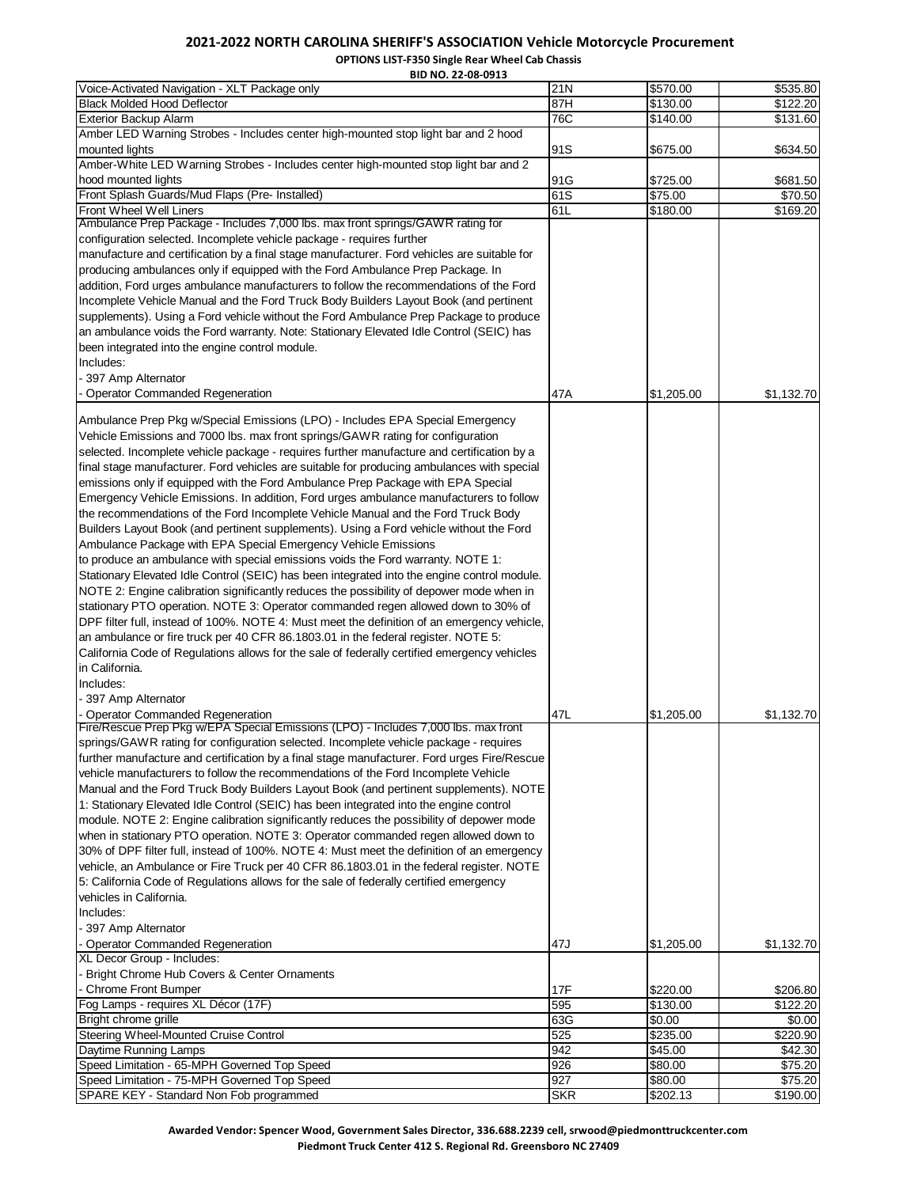**2021-2022 NORTH CAROLINA SHERIFF'S ASSOCIATION Vehicle Motorcycle Procurement**

**OPTIONS LIST-F350 Single Rear Wheel Cab Chassis**

**BID NO. 22-08-0913**

| | | | |
|---|---|---|---|
| Voice-Activated Navigation - XLT Package only | 21N | $570.00 | $535.80 |
| Black Molded Hood Deflector | 87H | $130.00 | $122.20 |
| Exterior Backup Alarm | 76C | $140.00 | $131.60 |
| Amber LED Warning Strobes - Includes center high-mounted stop light bar and 2 hood mounted lights | 91S | $675.00 | $634.50 |
| Amber-White LED Warning Strobes - Includes center high-mounted stop light bar and 2 hood mounted lights | 91G | $725.00 | $681.50 |
| Front Splash Guards/Mud Flaps (Pre- Installed) | 61S | $75.00 | $70.50 |
| Front Wheel Well Liners | 61L | $180.00 | $169.20 |
| Ambulance Prep Package - Includes 7,000 lbs. max front springs/GAWR rating for configuration selected. Incomplete vehicle package - requires further manufacture and certification by a final stage manufacturer. Ford vehicles are suitable for producing ambulances only if equipped with the Ford Ambulance Prep Package. In addition, Ford urges ambulance manufacturers to follow the recommendations of the Ford Incomplete Vehicle Manual and the Ford Truck Body Builders Layout Book (and pertinent supplements). Using a Ford vehicle without the Ford Ambulance Prep Package to produce an ambulance voids the Ford warranty. Note: Stationary Elevated Idle Control (SEIC) has been integrated into the engine control module. Includes: - 397 Amp Alternator - Operator Commanded Regeneration | 47A | $1,205.00 | $1,132.70 |
| Ambulance Prep Pkg w/Special Emissions (LPO) - Includes EPA Special Emergency Vehicle Emissions and 7000 lbs. max front springs/GAWR rating for configuration selected. Incomplete vehicle package - requires further manufacture and certification by a final stage manufacturer. Ford vehicles are suitable for producing ambulances with special emissions only if equipped with the Ford Ambulance Prep Package with EPA Special Emergency Vehicle Emissions. In addition, Ford urges ambulance manufacturers to follow the recommendations of the Ford Incomplete Vehicle Manual and the Ford Truck Body Builders Layout Book (and pertinent supplements). Using a Ford vehicle without the Ford Ambulance Package with EPA Special Emergency Vehicle Emissions to produce an ambulance with special emissions voids the Ford warranty. NOTE 1: Stationary Elevated Idle Control (SEIC) has been integrated into the engine control module. NOTE 2: Engine calibration significantly reduces the possibility of depower mode when in stationary PTO operation. NOTE 3: Operator commanded regen allowed down to 30% of DPF filter full, instead of 100%. NOTE 4: Must meet the definition of an emergency vehicle, an ambulance or fire truck per 40 CFR 86.1803.01 in the federal register. NOTE 5: California Code of Regulations allows for the sale of federally certified emergency vehicles in California. Includes: - 397 Amp Alternator - Operator Commanded Regeneration | 47L | $1,205.00 | $1,132.70 |
| Fire/Rescue Prep Pkg w/EPA Special Emissions (LPO) - Includes 7,000 lbs. max front springs/GAWR rating for configuration selected. Incomplete vehicle package - requires further manufacture and certification by a final stage manufacturer. Ford urges Fire/Rescue vehicle manufacturers to follow the recommendations of the Ford Incomplete Vehicle Manual and the Ford Truck Body Builders Layout Book (and pertinent supplements). NOTE 1: Stationary Elevated Idle Control (SEIC) has been integrated into the engine control module. NOTE 2: Engine calibration significantly reduces the possibility of depower mode when in stationary PTO operation. NOTE 3: Operator commanded regen allowed down to 30% of DPF filter full, instead of 100%. NOTE 4: Must meet the definition of an emergency vehicle, an Ambulance or Fire Truck per 40 CFR 86.1803.01 in the federal register. NOTE 5: California Code of Regulations allows for the sale of federally certified emergency vehicles in California. Includes: - 397 Amp Alternator - Operator Commanded Regeneration | 47J | $1,205.00 | $1,132.70 |
| XL Decor Group - Includes: - Bright Chrome Hub Covers & Center Ornaments - Chrome Front Bumper | 17F | $220.00 | $206.80 |
| Fog Lamps - requires XL Décor (17F) | 595 | $130.00 | $122.20 |
| Bright chrome grille | 63G | $0.00 | $0.00 |
| Steering Wheel-Mounted Cruise Control | 525 | $235.00 | $220.90 |
| Daytime Running Lamps | 942 | $45.00 | $42.30 |
| Speed Limitation - 65-MPH Governed Top Speed | 926 | $80.00 | $75.20 |
| Speed Limitation - 75-MPH Governed Top Speed | 927 | $80.00 | $75.20 |
| SPARE KEY - Standard Non Fob programmed | SKR | $202.13 | $190.00 |

**Awarded Vendor: Spencer Wood, Government Sales Director, 336.688.2239 cell, srwood@piedmonttruckcenter.com**
**Piedmont Truck Center 412 S. Regional Rd. Greensboro NC 27409**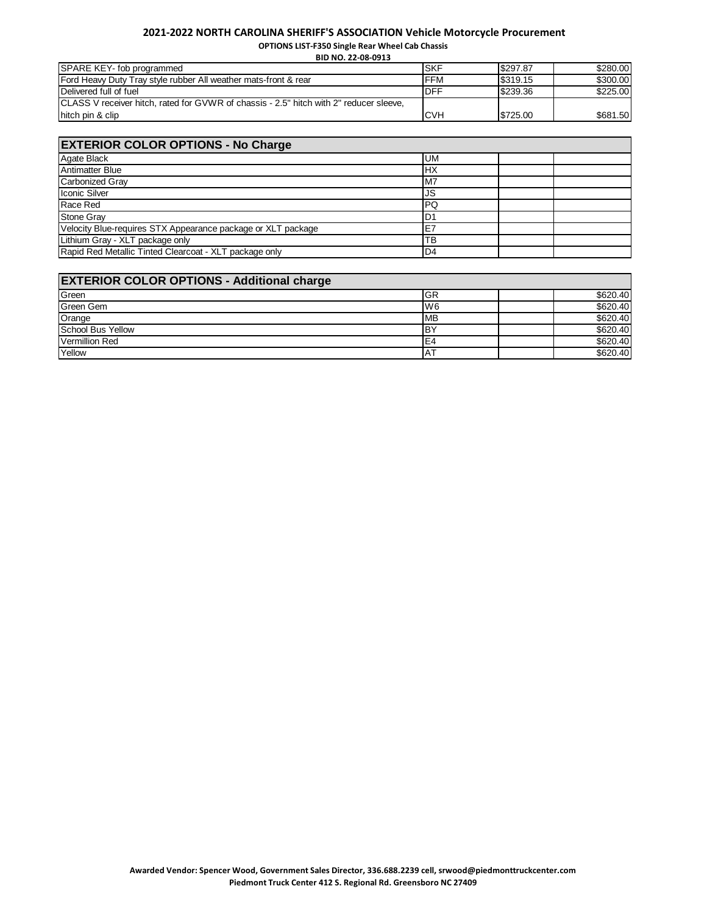**2021-2022 NORTH CAROLINA SHERIFF'S ASSOCIATION Vehicle Motorcycle Procurement**

**OPTIONS LIST-F350 Single Rear Wheel Cab Chassis**

**BID NO. 22-08-0913**

| | | | |
|---|---|---|---|
| SPARE KEY- fob programmed | SKF | $297.87 | $280.00 |
| Ford Heavy Duty Tray style rubber All weather mats-front & rear | FFM | $319.15 | $300.00 |
| Delivered full of fuel | DFF | $239.36 | $225.00 |
| CLASS V receiver hitch, rated for GVWR of chassis - 2.5" hitch with 2" reducer sleeve, hitch pin & clip | CVH | $725.00 | $681.50 |

| EXTERIOR COLOR OPTIONS - No Charge | | | |
|---|---|---|---|
| Agate Black | UM | | |
| Antimatter Blue | HX | | |
| Carbonized Gray | M7 | | |
| Iconic Silver | JS | | |
| Race Red | PQ | | |
| Stone Gray | D1 | | |
| Velocity Blue-requires STX Appearance package or XLT package | E7 | | |
| Lithium Gray - XLT package only | TB | | |
| Rapid Red Metallic Tinted Clearcoat - XLT package only | D4 | | |

| EXTERIOR COLOR OPTIONS - Additional charge | | | |
|---|---|---|---|
| Green | GR | | $620.40 |
| Green Gem | W6 | | $620.40 |
| Orange | MB | | $620.40 |
| School Bus Yellow | BY | | $620.40 |
| Vermillion Red | E4 | | $620.40 |
| Yellow | AT | | $620.40 |

**Awarded Vendor: Spencer Wood, Government Sales Director, 336.688.2239 cell, srwood@piedmonttruckcenter.com**
**Piedmont Truck Center 412 S. Regional Rd. Greensboro NC 27409**